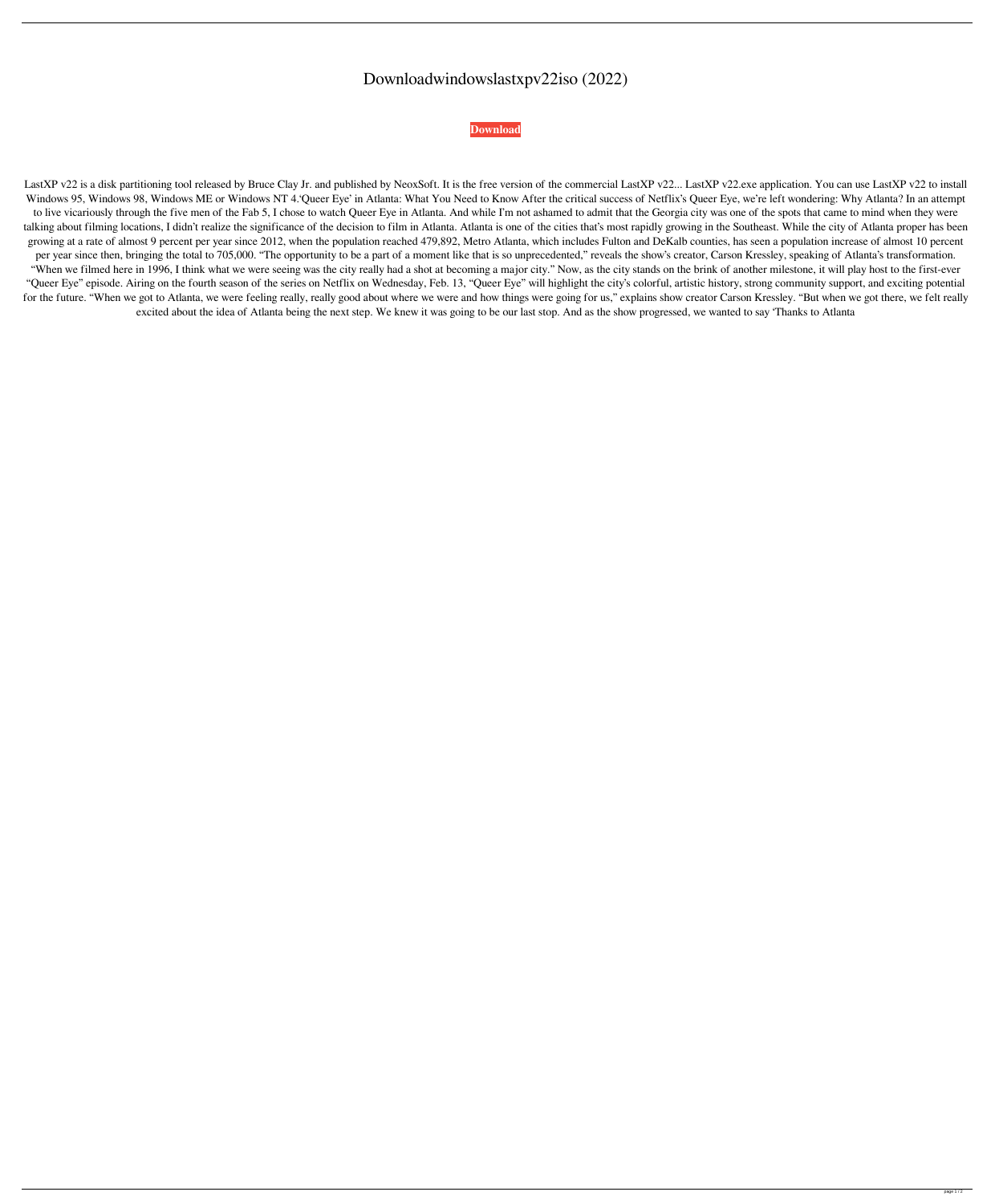# Downloadwindowslastxpv22iso (2022)

**Download**

LastXP v22 is a disk partitioning tool released by Bruce Clay Jr. and published by NeoxSoft. It is the free version of the commercial LastXP v22... LastXP v22.exe application. You can use LastXP v22 to install Windows 95, Windows 98, Windows ME or Windows NT 4.'Queer Eye' in Atlanta: What You Need to Know After the critical success of Netflix's Queer Eye, we're left wondering: Why Atlanta? In an attempt to live vicariously through the five men of the Fab 5, I chose to watch Queer Eye in Atlanta. And while I'm not ashamed to admit that the Georgia city was one of the spots that came to mind when they were talking about filming locations, I didn't realize the significance of the decision to film in Atlanta. Atlanta is one of the cities that's most rapidly growing in the Southeast. While the city of Atlanta proper has been growing at a rate of almost 9 percent per year since 2012, when the population reached 479,892, Metro Atlanta, which includes Fulton and DeKalb counties, has seen a population increase of almost 10 percent per year since then, bringing the total to 705,000. "The opportunity to be a part of a moment like that is so unprecedented," reveals the show's creator, Carson Kressley, speaking of Atlanta's transformation. "When we filmed here in 1996, I think what we were seeing was the city really had a shot at becoming a major city." Now, as the city stands on the brink of another milestone, it will play host to the first-ever "Queer Eye" episode. Airing on the fourth season of the series on Netflix on Wednesday, Feb. 13, "Queer Eye" will highlight the city's colorful, artistic history, strong community support, and exciting potential for the future. "When we got to Atlanta, we were feeling really, really good about where we were and how things were going for us," explains show creator Carson Kressley. "But when we got there, we felt really excited about the idea of Atlanta being the next step. We knew it was going to be our last stop. And as the show progressed, we wanted to say 'Thanks to Atlanta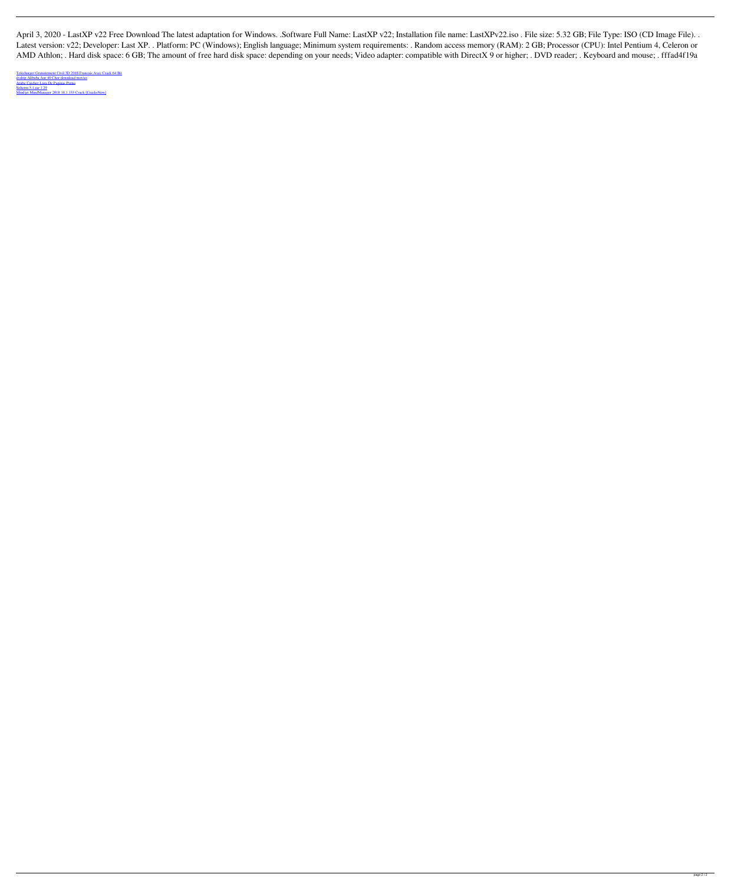April 3, 2020 - LastXP v22 Free Download The latest adaptation for Windows. .Software Full Name: LastXP v22; Installation file name: LastXPv22.iso . File size: 5.32 GB; File Type: ISO (CD Image File). . Latest version: v22; Developer: Last XP. . Platform: PC (Windows); English language; Minimum system requirements: . Random access memory (RAM): 2 GB; Processor (CPU): Intel Pentium 4, Celeron or AMD Athlon; . Hard disk space: 6 GB; The amount of free hard disk space: depending on your needs; Video adapter: compatible with DirectX 9 or higher; . DVD reader; . Keyboard and mouse; . fffad4f19a

Telecharger Gratuitement Civil 3D 2018 Francais Avec Crack 64 Bit
dvdrip Alibaba Aur 40 Chor download movies
Atube Catcher Lista De Paginas Porno
Solkrrm 5.1.rar 1 29
Mindjet MindManager 2018 18.1.155 Crack [CracksNow]